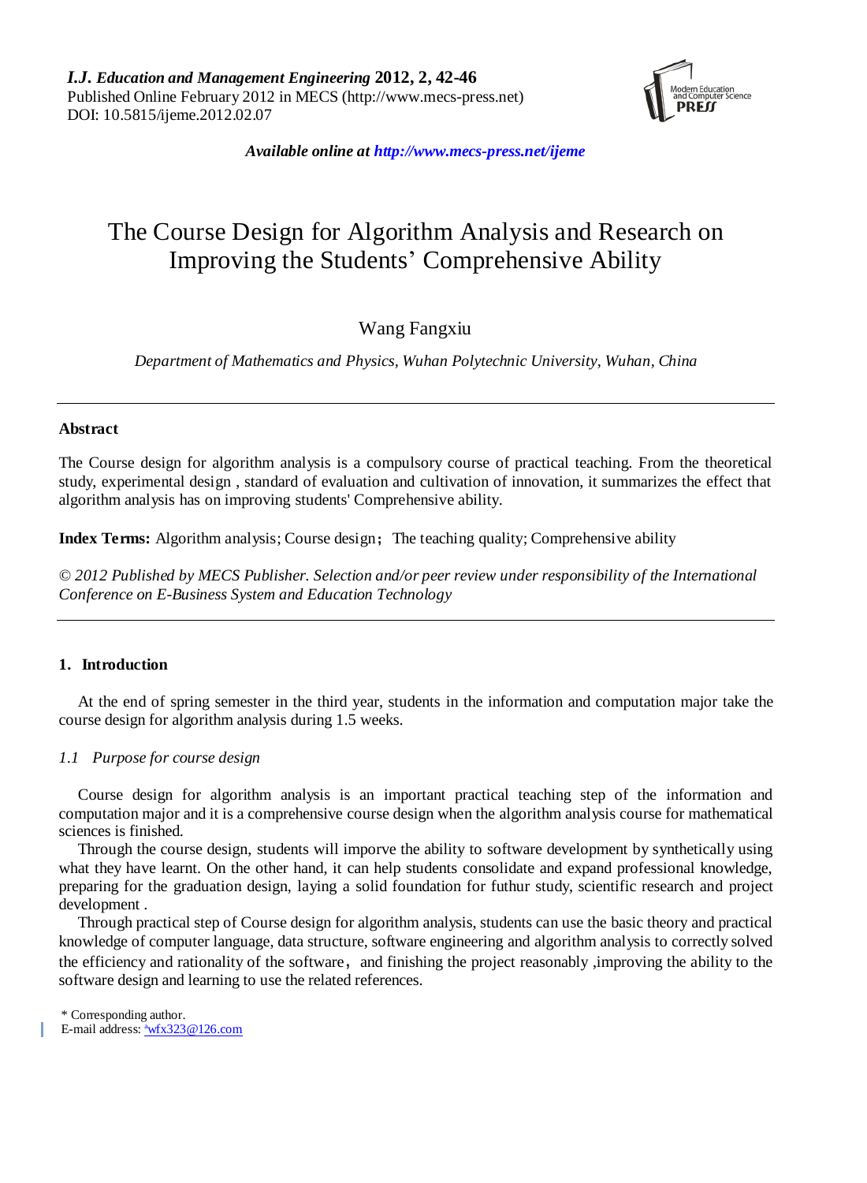# The Course Design for Algorithm Analysis and Research on Improving the Students' Comprehensive Ability

Wang Fangxiu

*Department of Mathematics and Physics, Wuhan Polytechnic University, Wuhan, China*

---

**Abstract**

The Course design for algorithm analysis is a compulsory course of practical teaching. From the theoretical study, experimental design , standard of evaluation and cultivation of innovation, it summarizes the effect that algorithm analysis has on improving students' Comprehensive ability.

**Index Terms:** Algorithm analysis; Course design；The teaching quality; Comprehensive ability

*© 2012 Published by MECS Publisher. Selection and/or peer review under responsibility of the International Conference on E-Business System and Education Technology*

---

## 1. Introduction

At the end of spring semester in the third year, students in the information and computation major take the course design for algorithm analysis during 1.5 weeks.

### *1.1 Purpose for course design*

Course design for algorithm analysis is an important practical teaching step of the information and computation major and it is a comprehensive course design when the algorithm analysis course for mathematical sciences is finished.

Through the course design, students will imporve the ability to software development by synthetically using what they have learnt. On the other hand, it can help students consolidate and expand professional knowledge, preparing for the graduation design, laying a solid foundation for futhur study, scientific research and project development .

Through practical step of Course design for algorithm analysis, students can use the basic theory and practical knowledge of computer language, data structure, software engineering and algorithm analysis to correctly solved the efficiency and rationality of the software， and finishing the project reasonably ,improving the ability to the software design and learning to use the related references.

\* Corresponding author.
E-mail address: [a]wfx323@126.com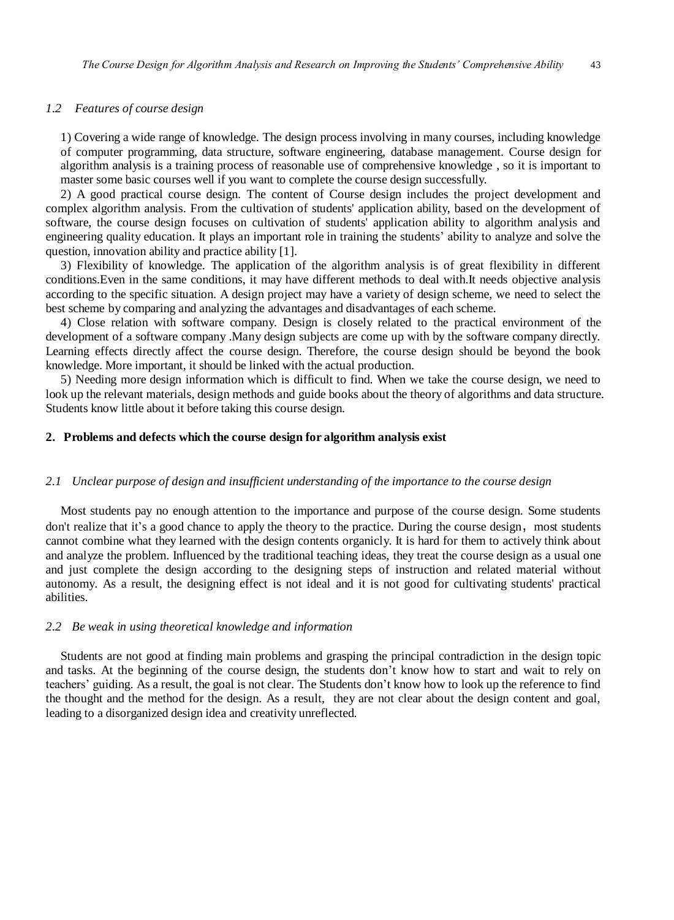### *1.2 Features of course design*

1) Covering a wide range of knowledge. The design process involving in many courses, including knowledge of computer programming, data structure, software engineering, database management. Course design for algorithm analysis is a training process of reasonable use of comprehensive knowledge , so it is important to master some basic courses well if you want to complete the course design successfully.

2) A good practical course design. The content of Course design includes the project development and complex algorithm analysis. From the cultivation of students' application ability, based on the development of software, the course design focuses on cultivation of students' application ability to algorithm analysis and engineering quality education. It plays an important role in training the students' ability to analyze and solve the question, innovation ability and practice ability [1].

3) Flexibility of knowledge. The application of the algorithm analysis is of great flexibility in different conditions.Even in the same conditions, it may have different methods to deal with.It needs objective analysis according to the specific situation. A design project may have a variety of design scheme, we need to select the best scheme by comparing and analyzing the advantages and disadvantages of each scheme.

4) Close relation with software company. Design is closely related to the practical environment of the development of a software company .Many design subjects are come up with by the software company directly. Learning effects directly affect the course design. Therefore, the course design should be beyond the book knowledge. More important, it should be linked with the actual production.

5) Needing more design information which is difficult to find. When we take the course design, we need to look up the relevant materials, design methods and guide books about the theory of algorithms and data structure. Students know little about it before taking this course design.

## 2. Problems and defects which the course design for algorithm analysis exist

### *2.1 Unclear purpose of design and insufficient understanding of the importance to the course design*

Most students pay no enough attention to the importance and purpose of the course design. Some students don't realize that it's a good chance to apply the theory to the practice. During the course design， most students cannot combine what they learned with the design contents organicly. It is hard for them to actively think about and analyze the problem. Influenced by the traditional teaching ideas, they treat the course design as a usual one and just complete the design according to the designing steps of instruction and related material without autonomy. As a result, the designing effect is not ideal and it is not good for cultivating students' practical abilities.

### *2.2 Be weak in using theoretical knowledge and information*

Students are not good at finding main problems and grasping the principal contradiction in the design topic and tasks. At the beginning of the course design, the students don't know how to start and wait to rely on teachers' guiding. As a result, the goal is not clear. The Students don't know how to look up the reference to find the thought and the method for the design. As a result, they are not clear about the design content and goal, leading to a disorganized design idea and creativity unreflected.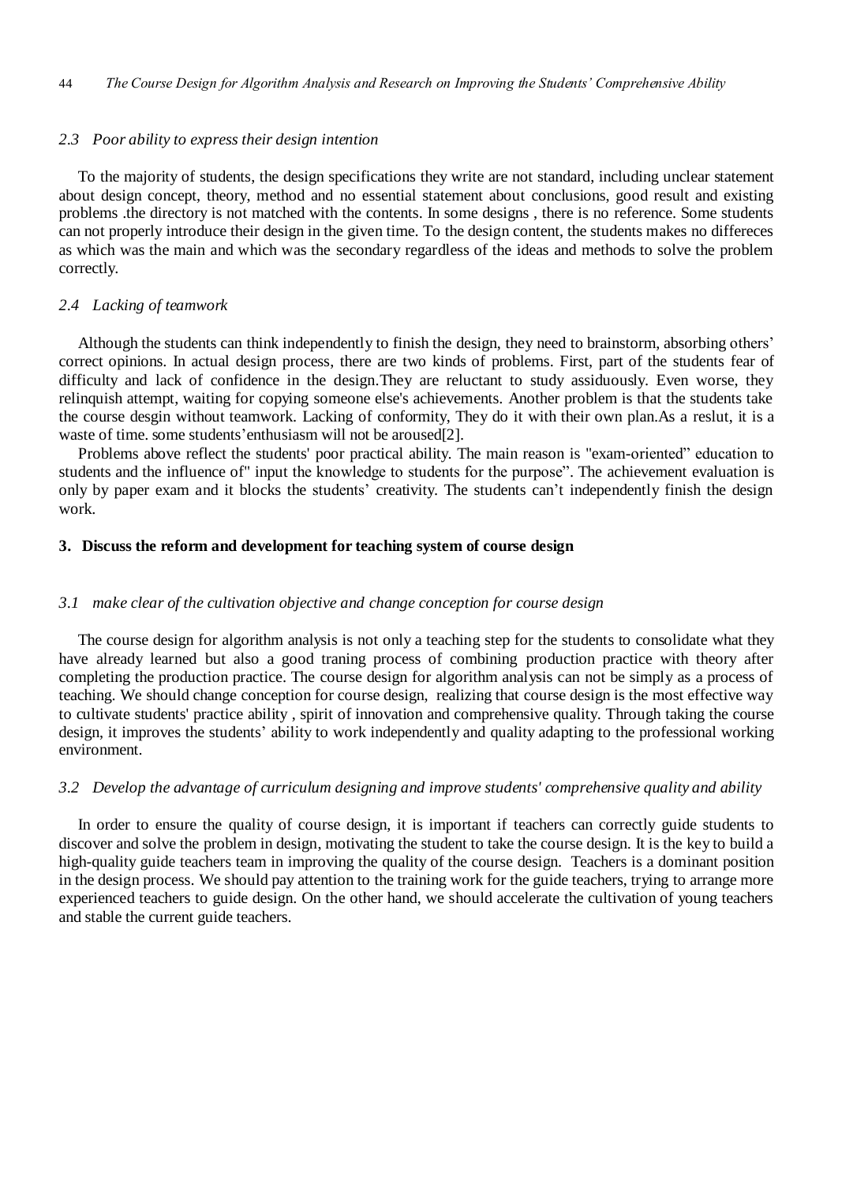### *2.3 Poor ability to express their design intention*

To the majority of students, the design specifications they write are not standard, including unclear statement about design concept, theory, method and no essential statement about conclusions, good result and existing problems .the directory is not matched with the contents. In some designs , there is no reference. Some students can not properly introduce their design in the given time. To the design content, the students makes no differeces as which was the main and which was the secondary regardless of the ideas and methods to solve the problem correctly.

### *2.4 Lacking of teamwork*

Although the students can think independently to finish the design, they need to brainstorm, absorbing others' correct opinions. In actual design process, there are two kinds of problems. First, part of the students fear of difficulty and lack of confidence in the design.They are reluctant to study assiduously. Even worse, they relinquish attempt, waiting for copying someone else's achievements. Another problem is that the students take the course desgin without teamwork. Lacking of conformity, They do it with their own plan.As a reslut, it is a waste of time. some students'enthusiasm will not be aroused[2].

Problems above reflect the students' poor practical ability. The main reason is "exam-oriented" education to students and the influence of" input the knowledge to students for the purpose". The achievement evaluation is only by paper exam and it blocks the students' creativity. The students can't independently finish the design work.

## **3. Discuss the reform and development for teaching system of course design**

### *3.1 make clear of the cultivation objective and change conception for course design*

The course design for algorithm analysis is not only a teaching step for the students to consolidate what they have already learned but also a good traning process of combining production practice with theory after completing the production practice. The course design for algorithm analysis can not be simply as a process of teaching. We should change conception for course design, realizing that course design is the most effective way to cultivate students' practice ability , spirit of innovation and comprehensive quality. Through taking the course design, it improves the students' ability to work independently and quality adapting to the professional working environment.

### *3.2 Develop the advantage of curriculum designing and improve students' comprehensive quality and ability*

In order to ensure the quality of course design, it is important if teachers can correctly guide students to discover and solve the problem in design, motivating the student to take the course design. It is the key to build a high-quality guide teachers team in improving the quality of the course design. Teachers is a dominant position in the design process. We should pay attention to the training work for the guide teachers, trying to arrange more experienced teachers to guide design. On the other hand, we should accelerate the cultivation of young teachers and stable the current guide teachers.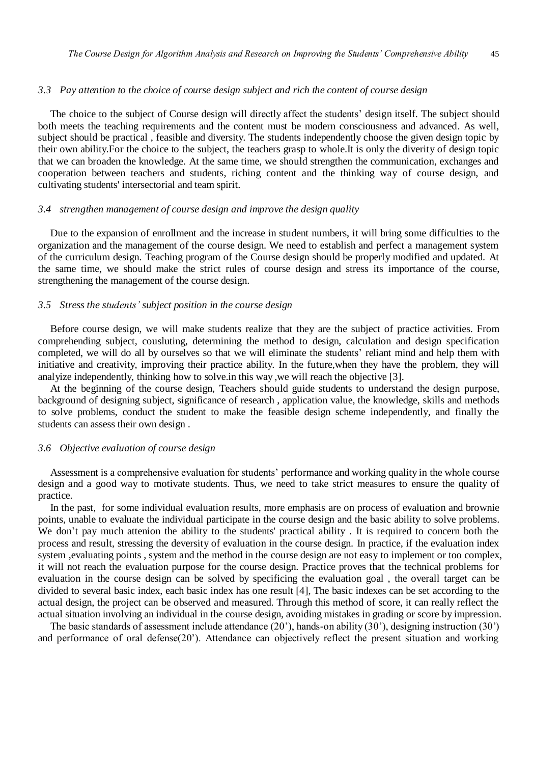### *3.3 Pay attention to the choice of course design subject and rich the content of course design*

The choice to the subject of Course design will directly affect the students' design itself. The subject should both meets the teaching requirements and the content must be modern consciousness and advanced. As well, subject should be practical , feasible and diversity. The students independently choose the given design topic by their own ability.For the choice to the subject, the teachers grasp to whole.It is only the diverity of design topic that we can broaden the knowledge. At the same time, we should strengthen the communication, exchanges and cooperation between teachers and students, riching content and the thinking way of course design, and cultivating students' intersectorial and team spirit.

### *3.4 strengthen management of course design and improve the design quality*

Due to the expansion of enrollment and the increase in student numbers, it will bring some difficulties to the organization and the management of the course design. We need to establish and perfect a management system of the curriculum design. Teaching program of the Course design should be properly modified and updated. At the same time, we should make the strict rules of course design and stress its importance of the course, strengthening the management of the course design.

### *3.5 Stress the students' subject position in the course design*

Before course design, we will make students realize that they are the subject of practice activities. From comprehending subject, cousluting, determining the method to design, calculation and design specification completed, we will do all by ourselves so that we will eliminate the students' reliant mind and help them with initiative and creativity, improving their practice ability. In the future,when they have the problem, they will analyize independently, thinking how to solve.in this way ,we will reach the objective [3].

At the beginning of the course design, Teachers should guide students to understand the design purpose, background of designing subject, significance of research , application value, the knowledge, skills and methods to solve problems, conduct the student to make the feasible design scheme independently, and finally the students can assess their own design .

### *3.6 Objective evaluation of course design*

Assessment is a comprehensive evaluation for students' performance and working quality in the whole course design and a good way to motivate students. Thus, we need to take strict measures to ensure the quality of practice.

In the past, for some individual evaluation results, more emphasis are on process of evaluation and brownie points, unable to evaluate the individual participate in the course design and the basic ability to solve problems. We don't pay much attenion the ability to the students' practical ability . It is required to concern both the process and result, stressing the deversity of evaluation in the course design. In practice, if the evaluation index system ,evaluating points , system and the method in the course design are not easy to implement or too complex, it will not reach the evaluation purpose for the course design. Practice proves that the technical problems for evaluation in the course design can be solved by specificing the evaluation goal , the overall target can be divided to several basic index, each basic index has one result [4], The basic indexes can be set according to the actual design, the project can be observed and measured. Through this method of score, it can really reflect the actual situation involving an individual in the course design, avoiding mistakes in grading or score by impression.

The basic standards of assessment include attendance (20'), hands-on ability (30'), designing instruction (30') and performance of oral defense(20'). Attendance can objectively reflect the present situation and working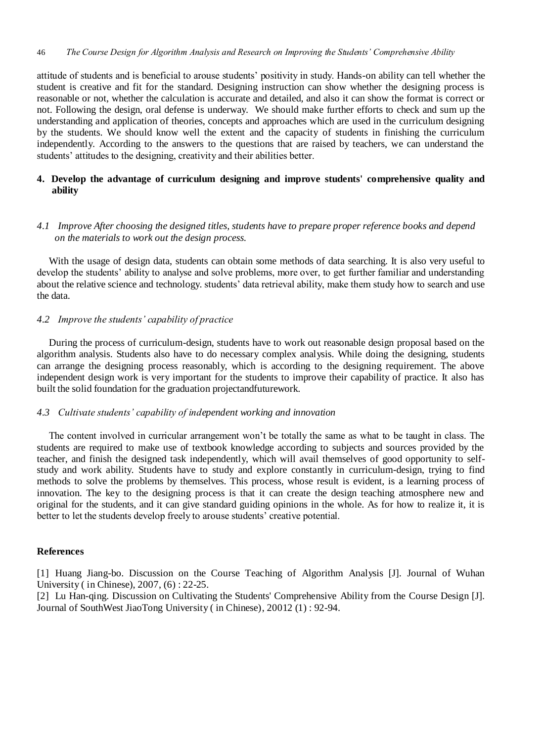attitude of students and is beneficial to arouse students' positivity in study. Hands-on ability can tell whether the student is creative and fit for the standard. Designing instruction can show whether the designing process is reasonable or not, whether the calculation is accurate and detailed, and also it can show the format is correct or not. Following the design, oral defense is underway. We should make further efforts to check and sum up the understanding and application of theories, concepts and approaches which are used in the curriculum designing by the students. We should know well the extent and the capacity of students in finishing the curriculum independently. According to the answers to the questions that are raised by teachers, we can understand the students' attitudes to the designing, creativity and their abilities better.

## 4. Develop the advantage of curriculum designing and improve students' comprehensive quality and ability

### *4.1 Improve After choosing the designed titles, students have to prepare proper reference books and depend on the materials to work out the design process.*

With the usage of design data, students can obtain some methods of data searching. It is also very useful to develop the students' ability to analyse and solve problems, more over, to get further familiar and understanding about the relative science and technology. students' data retrieval ability, make them study how to search and use the data.

### *4.2 Improve the students' capability of practice*

During the process of curriculum-design, students have to work out reasonable design proposal based on the algorithm analysis. Students also have to do necessary complex analysis. While doing the designing, students can arrange the designing process reasonably, which is according to the designing requirement. The above independent design work is very important for the students to improve their capability of practice. It also has built the solid foundation for the graduation projectandfuturework.

### *4.3 Cultivate students' capability of independent working and innovation*

The content involved in curricular arrangement won't be totally the same as what to be taught in class. The students are required to make use of textbook knowledge according to subjects and sources provided by the teacher, and finish the designed task independently, which will avail themselves of good opportunity to self-study and work ability. Students have to study and explore constantly in curriculum-design, trying to find methods to solve the problems by themselves. This process, whose result is evident, is a learning process of innovation. The key to the designing process is that it can create the design teaching atmosphere new and original for the students, and it can give standard guiding opinions in the whole. As for how to realize it, it is better to let the students develop freely to arouse students' creative potential.

## References

[1] Huang Jiang-bo. Discussion on the Course Teaching of Algorithm Analysis [J]. Journal of Wuhan University ( in Chinese), 2007, (6) : 22-25.

[2] Lu Han-qing. Discussion on Cultivating the Students' Comprehensive Ability from the Course Design [J]. Journal of SouthWest JiaoTong University ( in Chinese), 20012 (1) : 92-94.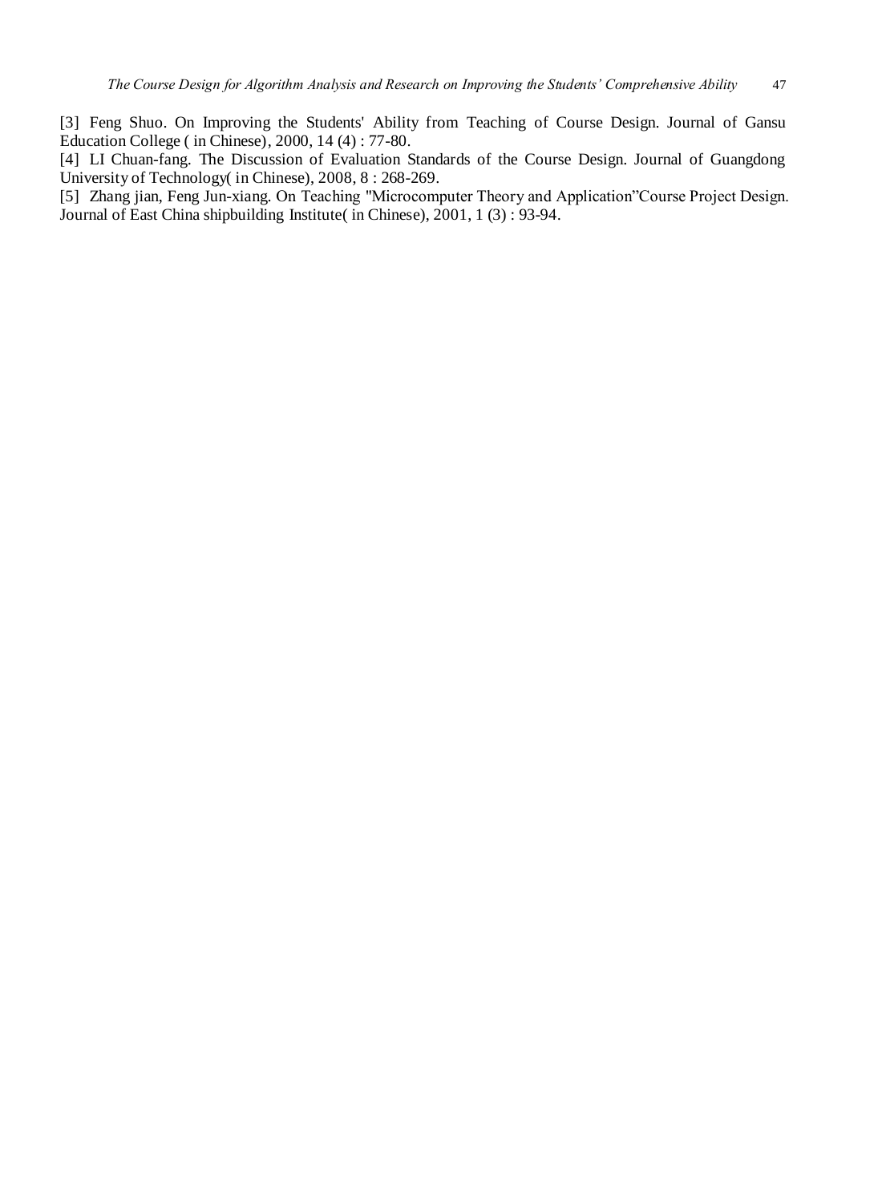[3] Feng Shuo. On Improving the Students' Ability from Teaching of Course Design. Journal of Gansu Education College ( in Chinese), 2000, 14 (4) : 77-80.

[4] LI Chuan-fang. The Discussion of Evaluation Standards of the Course Design. Journal of Guangdong University of Technology( in Chinese), 2008, 8 : 268-269.

[5] Zhang jian, Feng Jun-xiang. On Teaching "Microcomputer Theory and Application"Course Project Design. Journal of East China shipbuilding Institute( in Chinese), 2001, 1 (3) : 93-94.